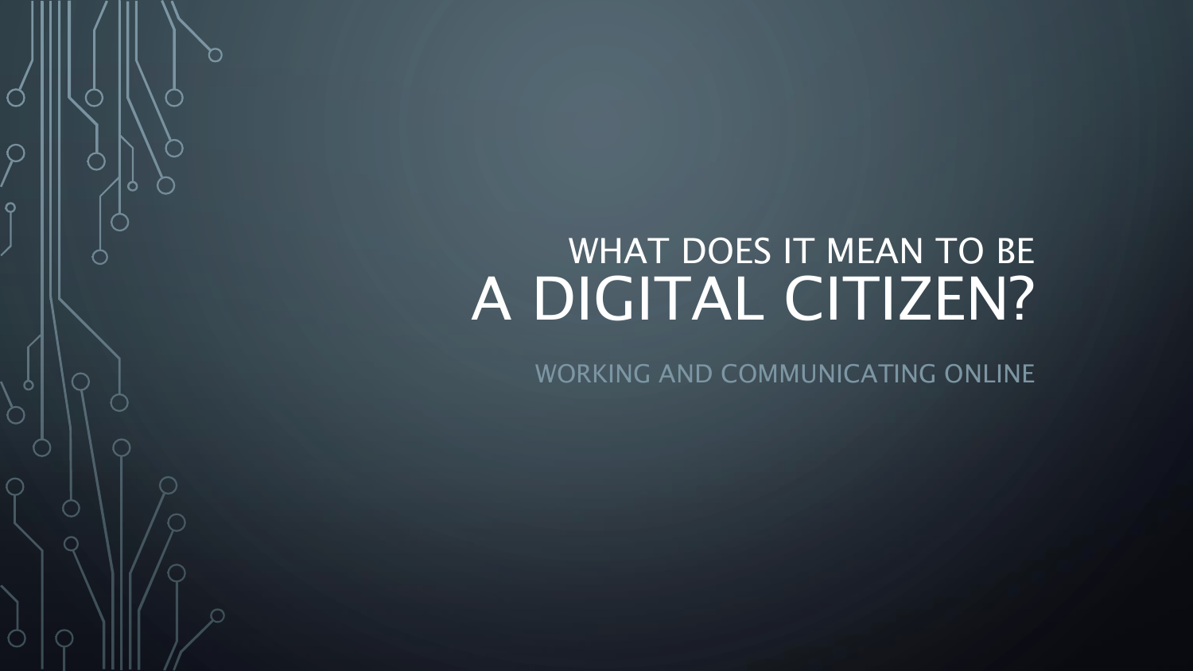# WHAT DOES IT MEAN TO BE A DIGITAL CITIZEN?

WORKING AND COMMUNICATING ONLINE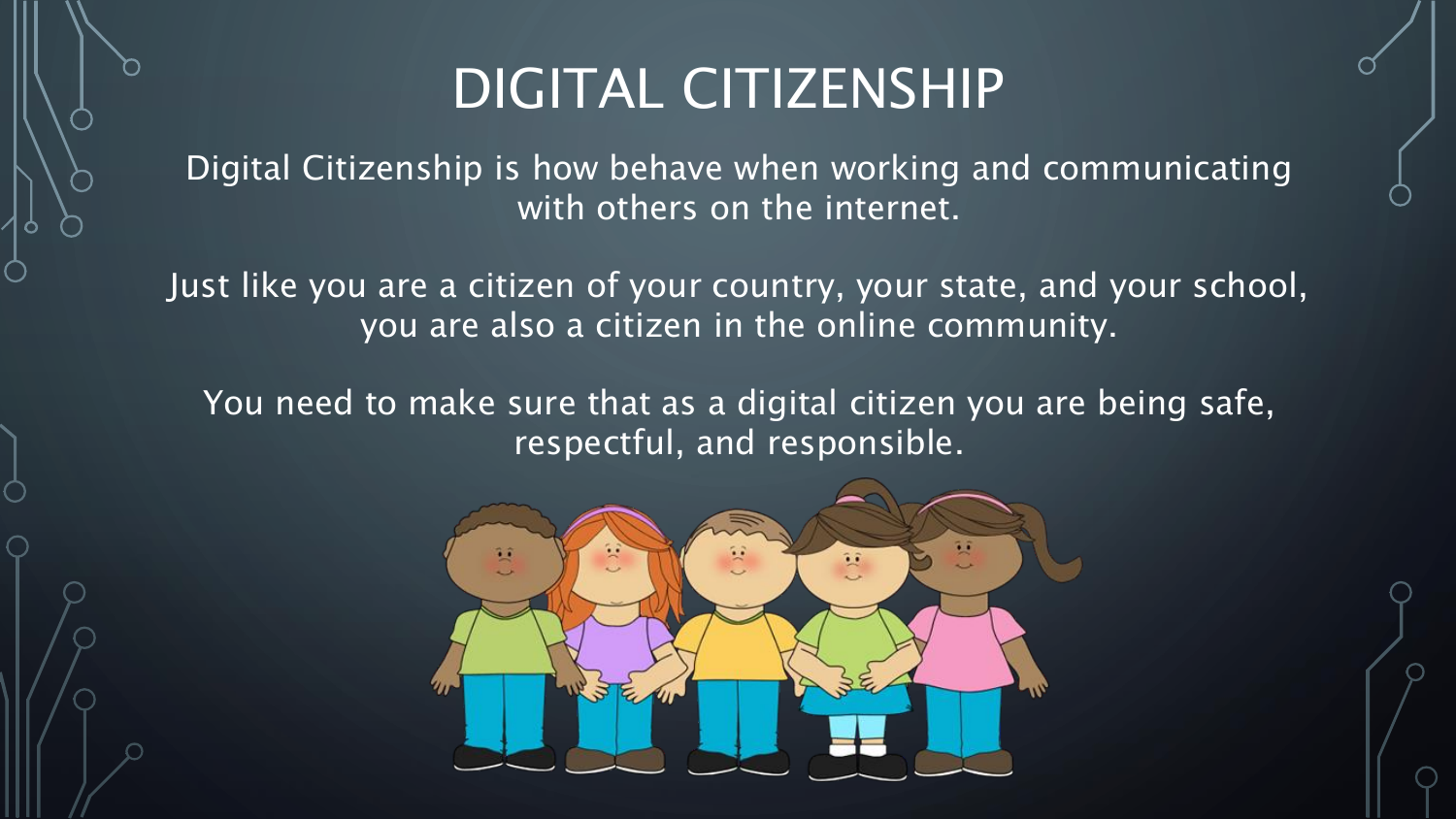# DIGITAL CITIZENSHIP

Digital Citizenship is how behave when working and communicating with others on the internet.

Just like you are a citizen of your country, your state, and your school, you are also a citizen in the online community.

You need to make sure that as a digital citizen you are being safe, respectful, and responsible.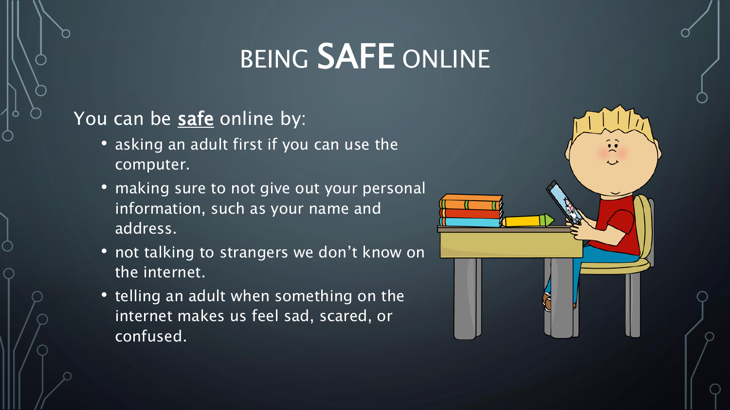# BEING SAFE ONLINE

You can be **safe** online by:

- asking an adult first if you can use the computer.
- making sure to not give out your personal information, such as your name and address.
- not talking to strangers we don't know on the internet.
- telling an adult when something on the internet makes us feel sad, scared, or confused.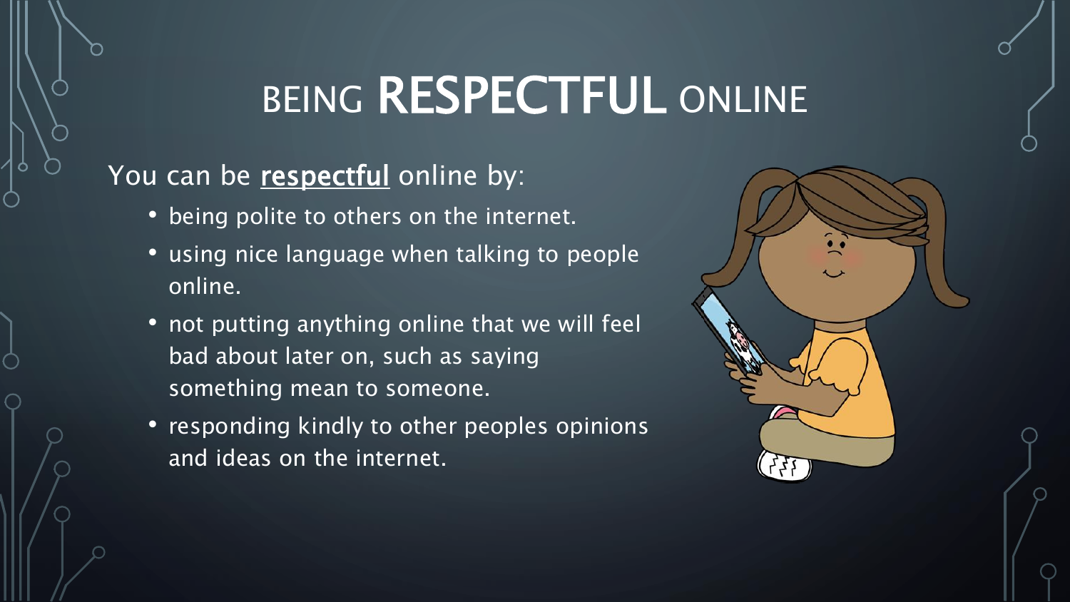# BEING **RESPECTFUL** ONLINE

You can be **respectful** online by:

- being polite to others on the internet.
- using nice language when talking to people online.
- not putting anything online that we will feel bad about later on, such as saying something mean to someone.
- responding kindly to other peoples opinions and ideas on the internet.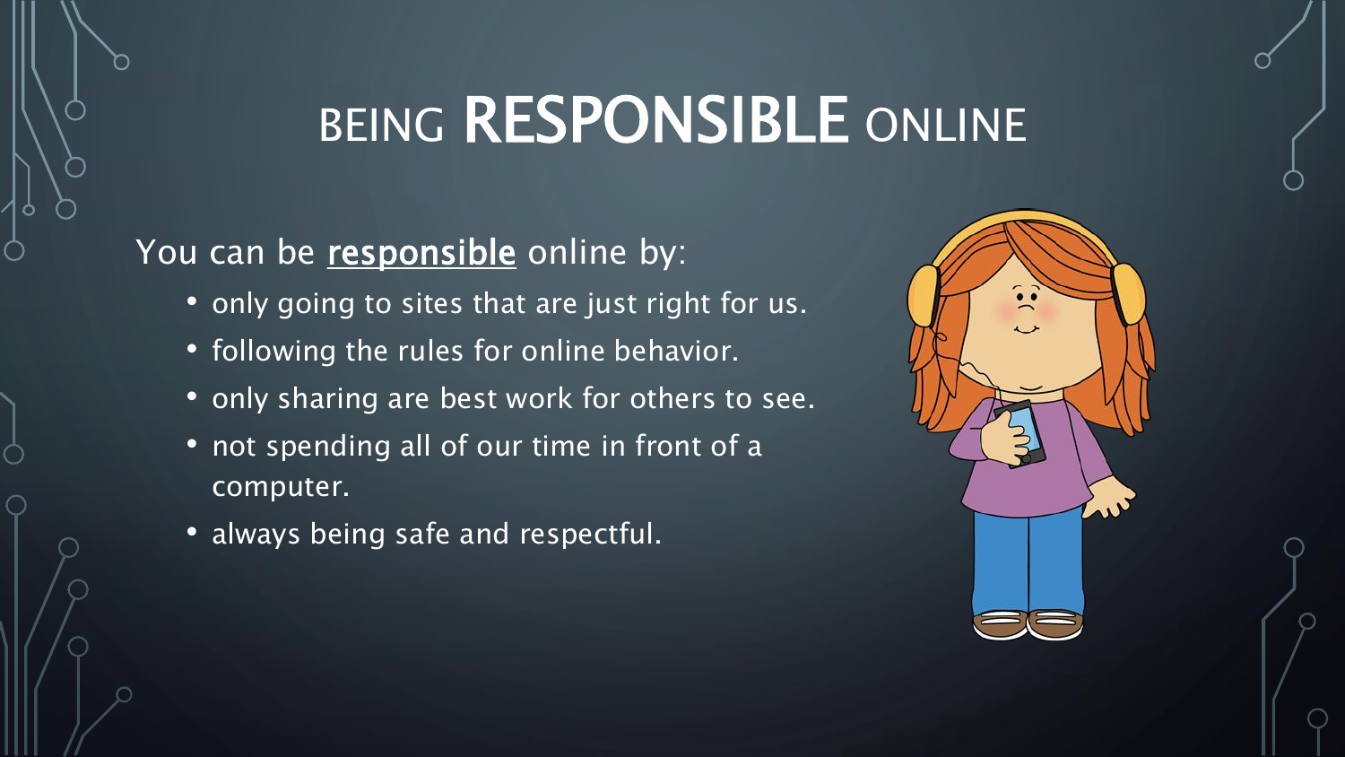# BEING **RESPONSIBLE** ONLINE

You can be **responsible** online by:

- only going to sites that are just right for us.
- following the rules for online behavior.
- only sharing are best work for others to see.
- not spending all of our time in front of a computer.
- always being safe and respectful.